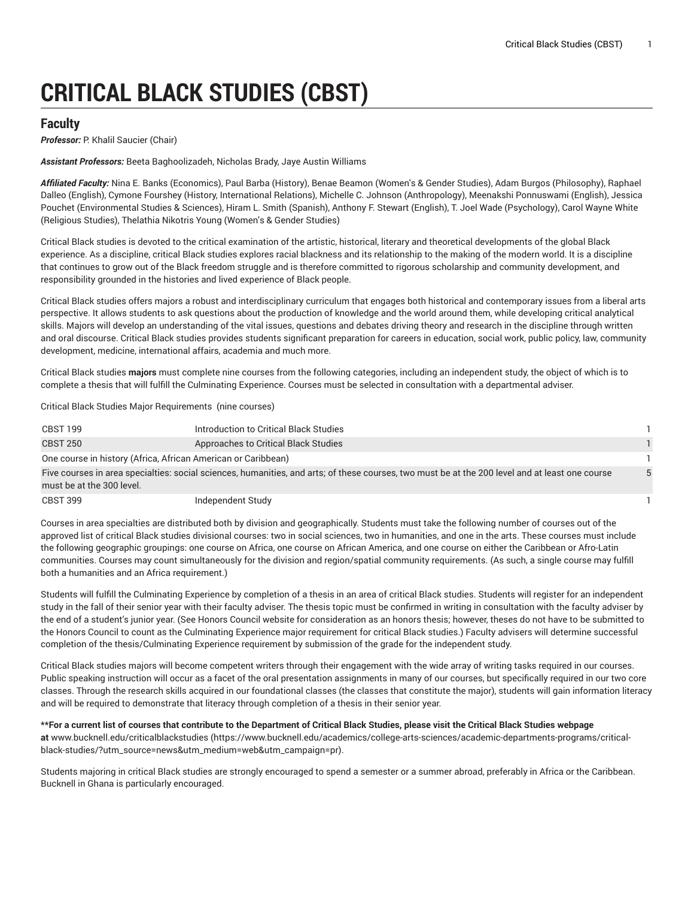# CRITICAL BLACK STUDIES (CBST)

## Faculty

***Professor:*** P. Khalil Saucier (Chair)

***Assistant Professors:*** Beeta Baghoolizadeh, Nicholas Brady, Jaye Austin Williams

***Affiliated Faculty:*** Nina E. Banks (Economics), Paul Barba (History), Benae Beamon (Women's & Gender Studies), Adam Burgos (Philosophy), Raphael Dalleo (English), Cymone Fourshey (History, International Relations), Michelle C. Johnson (Anthropology), Meenakshi Ponnuswami (English), Jessica Pouchet (Environmental Studies & Sciences), Hiram L. Smith (Spanish), Anthony F. Stewart (English), T. Joel Wade (Psychology), Carol Wayne White (Religious Studies), Thelathia Nikotris Young (Women's & Gender Studies)

Critical Black studies is devoted to the critical examination of the artistic, historical, literary and theoretical developments of the global Black experience. As a discipline, critical Black studies explores racial blackness and its relationship to the making of the modern world. It is a discipline that continues to grow out of the Black freedom struggle and is therefore committed to rigorous scholarship and community development, and responsibility grounded in the histories and lived experience of Black people.

Critical Black studies offers majors a robust and interdisciplinary curriculum that engages both historical and contemporary issues from a liberal arts perspective. It allows students to ask questions about the production of knowledge and the world around them, while developing critical analytical skills. Majors will develop an understanding of the vital issues, questions and debates driving theory and research in the discipline through written and oral discourse. Critical Black studies provides students significant preparation for careers in education, social work, public policy, law, community development, medicine, international affairs, academia and much more.

Critical Black studies **majors** must complete nine courses from the following categories, including an independent study, the object of which is to complete a thesis that will fulfill the Culminating Experience. Courses must be selected in consultation with a departmental adviser.

Critical Black Studies Major Requirements (nine courses)

| | | |
|---|---|---|
| CBST 199 | Introduction to Critical Black Studies | 1 |
| CBST 250 | Approaches to Critical Black Studies | 1 |
| One course in history (Africa, African American or Caribbean) | | 1 |
| Five courses in area specialties: social sciences, humanities, and arts; of these courses, two must be at the 200 level and at least one course must be at the 300 level. | | 5 |
| CBST 399 | Independent Study | 1 |

Courses in area specialties are distributed both by division and geographically. Students must take the following number of courses out of the approved list of critical Black studies divisional courses: two in social sciences, two in humanities, and one in the arts. These courses must include the following geographic groupings: one course on Africa, one course on African America, and one course on either the Caribbean or Afro-Latin communities. Courses may count simultaneously for the division and region/spatial community requirements. (As such, a single course may fulfill both a humanities and an Africa requirement.)

Students will fulfill the Culminating Experience by completion of a thesis in an area of critical Black studies. Students will register for an independent study in the fall of their senior year with their faculty adviser. The thesis topic must be confirmed in writing in consultation with the faculty adviser by the end of a student's junior year. (See Honors Council website for consideration as an honors thesis; however, theses do not have to be submitted to the Honors Council to count as the Culminating Experience major requirement for critical Black studies.) Faculty advisers will determine successful completion of the thesis/Culminating Experience requirement by submission of the grade for the independent study.

Critical Black studies majors will become competent writers through their engagement with the wide array of writing tasks required in our courses. Public speaking instruction will occur as a facet of the oral presentation assignments in many of our courses, but specifically required in our two core classes. Through the research skills acquired in our foundational classes (the classes that constitute the major), students will gain information literacy and will be required to demonstrate that literacy through completion of a thesis in their senior year.

****For a current list of courses that contribute to the Department of Critical Black Studies, please visit the Critical Black Studies webpage at** www.bucknell.edu/criticalblackstudies (https://www.bucknell.edu/academics/college-arts-sciences/academic-departments-programs/critical-black-studies/?utm_source=news&utm_medium=web&utm_campaign=pr).

Students majoring in critical Black studies are strongly encouraged to spend a semester or a summer abroad, preferably in Africa or the Caribbean. Bucknell in Ghana is particularly encouraged.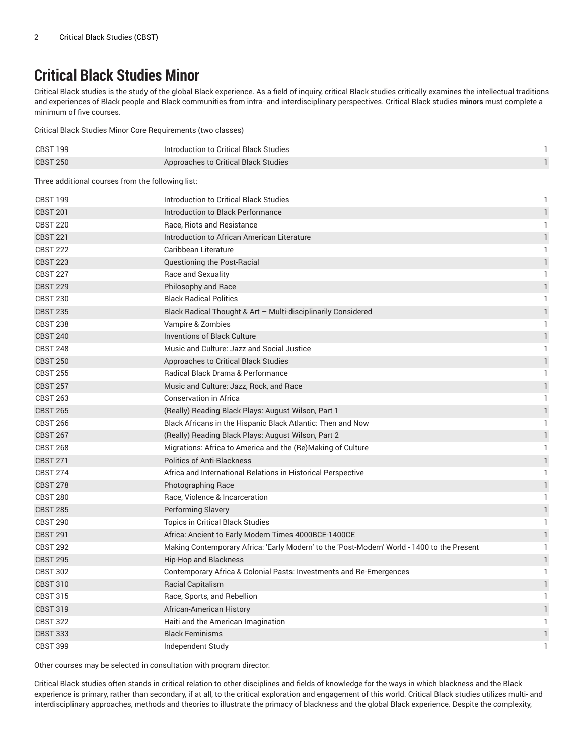# Critical Black Studies Minor

Critical Black studies is the study of the global Black experience. As a field of inquiry, critical Black studies critically examines the intellectual traditions and experiences of Black people and Black communities from intra- and interdisciplinary perspectives. Critical Black studies **minors** must complete a minimum of five courses.

Critical Black Studies Minor Core Requirements (two classes)

| | | |
|---|---|---|
| CBST 199 | Introduction to Critical Black Studies | 1 |
| CBST 250 | Approaches to Critical Black Studies | 1 |

Three additional courses from the following list:

| | | |
|---|---|---|
| CBST 199 | Introduction to Critical Black Studies | 1 |
| CBST 201 | Introduction to Black Performance | 1 |
| CBST 220 | Race, Riots and Resistance | 1 |
| CBST 221 | Introduction to African American Literature | 1 |
| CBST 222 | Caribbean Literature | 1 |
| CBST 223 | Questioning the Post-Racial | 1 |
| CBST 227 | Race and Sexuality | 1 |
| CBST 229 | Philosophy and Race | 1 |
| CBST 230 | Black Radical Politics | 1 |
| CBST 235 | Black Radical Thought & Art – Multi-disciplinarily Considered | 1 |
| CBST 238 | Vampire & Zombies | 1 |
| CBST 240 | Inventions of Black Culture | 1 |
| CBST 248 | Music and Culture: Jazz and Social Justice | 1 |
| CBST 250 | Approaches to Critical Black Studies | 1 |
| CBST 255 | Radical Black Drama & Performance | 1 |
| CBST 257 | Music and Culture: Jazz, Rock, and Race | 1 |
| CBST 263 | Conservation in Africa | 1 |
| CBST 265 | (Really) Reading Black Plays: August Wilson, Part 1 | 1 |
| CBST 266 | Black Africans in the Hispanic Black Atlantic: Then and Now | 1 |
| CBST 267 | (Really) Reading Black Plays: August Wilson, Part 2 | 1 |
| CBST 268 | Migrations: Africa to America and the (Re)Making of Culture | 1 |
| CBST 271 | Politics of Anti-Blackness | 1 |
| CBST 274 | Africa and International Relations in Historical Perspective | 1 |
| CBST 278 | Photographing Race | 1 |
| CBST 280 | Race, Violence & Incarceration | 1 |
| CBST 285 | Performing Slavery | 1 |
| CBST 290 | Topics in Critical Black Studies | 1 |
| CBST 291 | Africa: Ancient to Early Modern Times 4000BCE-1400CE | 1 |
| CBST 292 | Making Contemporary Africa: 'Early Modern' to the 'Post-Modern' World - 1400 to the Present | 1 |
| CBST 295 | Hip-Hop and Blackness | 1 |
| CBST 302 | Contemporary Africa & Colonial Pasts: Investments and Re-Emergences | 1 |
| CBST 310 | Racial Capitalism | 1 |
| CBST 315 | Race, Sports, and Rebellion | 1 |
| CBST 319 | African-American History | 1 |
| CBST 322 | Haiti and the American Imagination | 1 |
| CBST 333 | Black Feminisms | 1 |
| CBST 399 | Independent Study | 1 |

Other courses may be selected in consultation with program director.

Critical Black studies often stands in critical relation to other disciplines and fields of knowledge for the ways in which blackness and the Black experience is primary, rather than secondary, if at all, to the critical exploration and engagement of this world. Critical Black studies utilizes multi- and interdisciplinary approaches, methods and theories to illustrate the primacy of blackness and the global Black experience. Despite the complexity,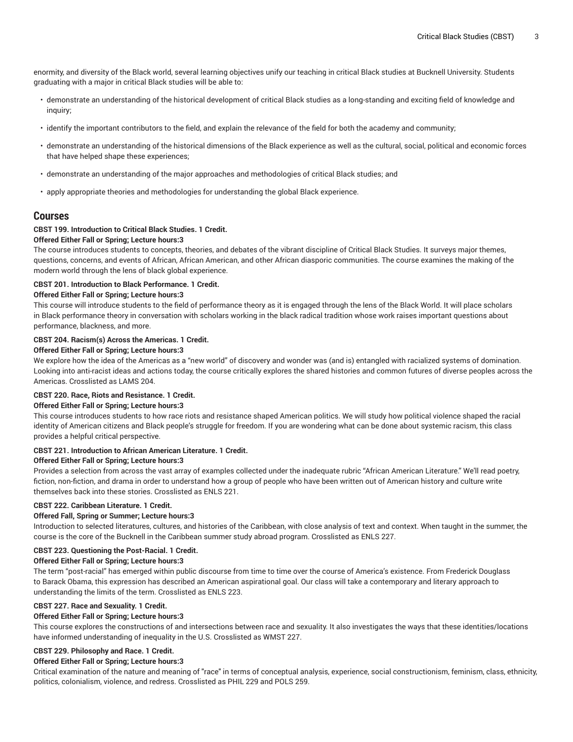enormity, and diversity of the Black world, several learning objectives unify our teaching in critical Black studies at Bucknell University. Students graduating with a major in critical Black studies will be able to:

- demonstrate an understanding of the historical development of critical Black studies as a long-standing and exciting field of knowledge and inquiry;
- identify the important contributors to the field, and explain the relevance of the field for both the academy and community;
- demonstrate an understanding of the historical dimensions of the Black experience as well as the cultural, social, political and economic forces that have helped shape these experiences;
- demonstrate an understanding of the major approaches and methodologies of critical Black studies; and
- apply appropriate theories and methodologies for understanding the global Black experience.

## Courses

**CBST 199. Introduction to Critical Black Studies. 1 Credit.**

**Offered Either Fall or Spring; Lecture hours:3**

The course introduces students to concepts, theories, and debates of the vibrant discipline of Critical Black Studies. It surveys major themes, questions, concerns, and events of African, African American, and other African diasporic communities. The course examines the making of the modern world through the lens of black global experience.

**CBST 201. Introduction to Black Performance. 1 Credit.**

**Offered Either Fall or Spring; Lecture hours:3**

This course will introduce students to the field of performance theory as it is engaged through the lens of the Black World. It will place scholars in Black performance theory in conversation with scholars working in the black radical tradition whose work raises important questions about performance, blackness, and more.

**CBST 204. Racism(s) Across the Americas. 1 Credit.**

**Offered Either Fall or Spring; Lecture hours:3**

We explore how the idea of the Americas as a "new world" of discovery and wonder was (and is) entangled with racialized systems of domination. Looking into anti-racist ideas and actions today, the course critically explores the shared histories and common futures of diverse peoples across the Americas. Crosslisted as LAMS 204.

**CBST 220. Race, Riots and Resistance. 1 Credit.**

**Offered Either Fall or Spring; Lecture hours:3**

This course introduces students to how race riots and resistance shaped American politics. We will study how political violence shaped the racial identity of American citizens and Black people's struggle for freedom. If you are wondering what can be done about systemic racism, this class provides a helpful critical perspective.

**CBST 221. Introduction to African American Literature. 1 Credit.**

**Offered Either Fall or Spring; Lecture hours:3**

Provides a selection from across the vast array of examples collected under the inadequate rubric "African American Literature." We'll read poetry, fiction, non-fiction, and drama in order to understand how a group of people who have been written out of American history and culture write themselves back into these stories. Crosslisted as ENLS 221.

**CBST 222. Caribbean Literature. 1 Credit.**

**Offered Fall, Spring or Summer; Lecture hours:3**

Introduction to selected literatures, cultures, and histories of the Caribbean, with close analysis of text and context. When taught in the summer, the course is the core of the Bucknell in the Caribbean summer study abroad program. Crosslisted as ENLS 227.

**CBST 223. Questioning the Post-Racial. 1 Credit.**

**Offered Either Fall or Spring; Lecture hours:3**

The term "post-racial" has emerged within public discourse from time to time over the course of America's existence. From Frederick Douglass to Barack Obama, this expression has described an American aspirational goal. Our class will take a contemporary and literary approach to understanding the limits of the term. Crosslisted as ENLS 223.

**CBST 227. Race and Sexuality. 1 Credit.**

**Offered Either Fall or Spring; Lecture hours:3**

This course explores the constructions of and intersections between race and sexuality. It also investigates the ways that these identities/locations have informed understanding of inequality in the U.S. Crosslisted as WMST 227.

**CBST 229. Philosophy and Race. 1 Credit.**

**Offered Either Fall or Spring; Lecture hours:3**

Critical examination of the nature and meaning of "race" in terms of conceptual analysis, experience, social constructionism, feminism, class, ethnicity, politics, colonialism, violence, and redress. Crosslisted as PHIL 229 and POLS 259.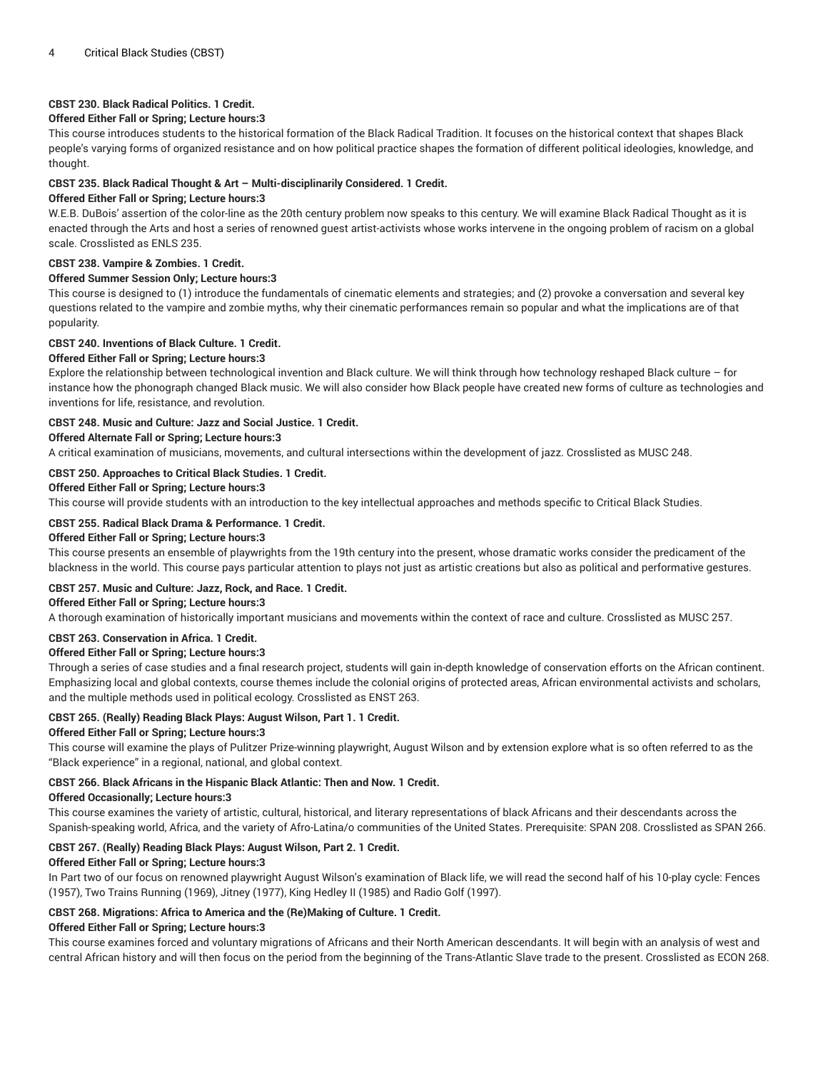**CBST 230. Black Radical Politics. 1 Credit.**

**Offered Either Fall or Spring; Lecture hours:3**

This course introduces students to the historical formation of the Black Radical Tradition. It focuses on the historical context that shapes Black people's varying forms of organized resistance and on how political practice shapes the formation of different political ideologies, knowledge, and thought.

**CBST 235. Black Radical Thought & Art – Multi-disciplinarily Considered. 1 Credit.**

**Offered Either Fall or Spring; Lecture hours:3**

W.E.B. DuBois' assertion of the color-line as the 20th century problem now speaks to this century. We will examine Black Radical Thought as it is enacted through the Arts and host a series of renowned guest artist-activists whose works intervene in the ongoing problem of racism on a global scale. Crosslisted as ENLS 235.

**CBST 238. Vampire & Zombies. 1 Credit.**

**Offered Summer Session Only; Lecture hours:3**

This course is designed to (1) introduce the fundamentals of cinematic elements and strategies; and (2) provoke a conversation and several key questions related to the vampire and zombie myths, why their cinematic performances remain so popular and what the implications are of that popularity.

**CBST 240. Inventions of Black Culture. 1 Credit.**

**Offered Either Fall or Spring; Lecture hours:3**

Explore the relationship between technological invention and Black culture. We will think through how technology reshaped Black culture – for instance how the phonograph changed Black music. We will also consider how Black people have created new forms of culture as technologies and inventions for life, resistance, and revolution.

**CBST 248. Music and Culture: Jazz and Social Justice. 1 Credit.**

**Offered Alternate Fall or Spring; Lecture hours:3**

A critical examination of musicians, movements, and cultural intersections within the development of jazz. Crosslisted as MUSC 248.

**CBST 250. Approaches to Critical Black Studies. 1 Credit.**

**Offered Either Fall or Spring; Lecture hours:3**

This course will provide students with an introduction to the key intellectual approaches and methods specific to Critical Black Studies.

**CBST 255. Radical Black Drama & Performance. 1 Credit.**

**Offered Either Fall or Spring; Lecture hours:3**

This course presents an ensemble of playwrights from the 19th century into the present, whose dramatic works consider the predicament of the blackness in the world. This course pays particular attention to plays not just as artistic creations but also as political and performative gestures.

**CBST 257. Music and Culture: Jazz, Rock, and Race. 1 Credit.**

**Offered Either Fall or Spring; Lecture hours:3**

A thorough examination of historically important musicians and movements within the context of race and culture. Crosslisted as MUSC 257.

**CBST 263. Conservation in Africa. 1 Credit.**

**Offered Either Fall or Spring; Lecture hours:3**

Through a series of case studies and a final research project, students will gain in-depth knowledge of conservation efforts on the African continent. Emphasizing local and global contexts, course themes include the colonial origins of protected areas, African environmental activists and scholars, and the multiple methods used in political ecology. Crosslisted as ENST 263.

**CBST 265. (Really) Reading Black Plays: August Wilson, Part 1. 1 Credit.**

**Offered Either Fall or Spring; Lecture hours:3**

This course will examine the plays of Pulitzer Prize-winning playwright, August Wilson and by extension explore what is so often referred to as the "Black experience" in a regional, national, and global context.

**CBST 266. Black Africans in the Hispanic Black Atlantic: Then and Now. 1 Credit.**

**Offered Occasionally; Lecture hours:3**

This course examines the variety of artistic, cultural, historical, and literary representations of black Africans and their descendants across the Spanish-speaking world, Africa, and the variety of Afro-Latina/o communities of the United States. Prerequisite: SPAN 208. Crosslisted as SPAN 266.

**CBST 267. (Really) Reading Black Plays: August Wilson, Part 2. 1 Credit.**

**Offered Either Fall or Spring; Lecture hours:3**

In Part two of our focus on renowned playwright August Wilson's examination of Black life, we will read the second half of his 10-play cycle: Fences (1957), Two Trains Running (1969), Jitney (1977), King Hedley II (1985) and Radio Golf (1997).

**CBST 268. Migrations: Africa to America and the (Re)Making of Culture. 1 Credit.**

**Offered Either Fall or Spring; Lecture hours:3**

This course examines forced and voluntary migrations of Africans and their North American descendants. It will begin with an analysis of west and central African history and will then focus on the period from the beginning of the Trans-Atlantic Slave trade to the present. Crosslisted as ECON 268.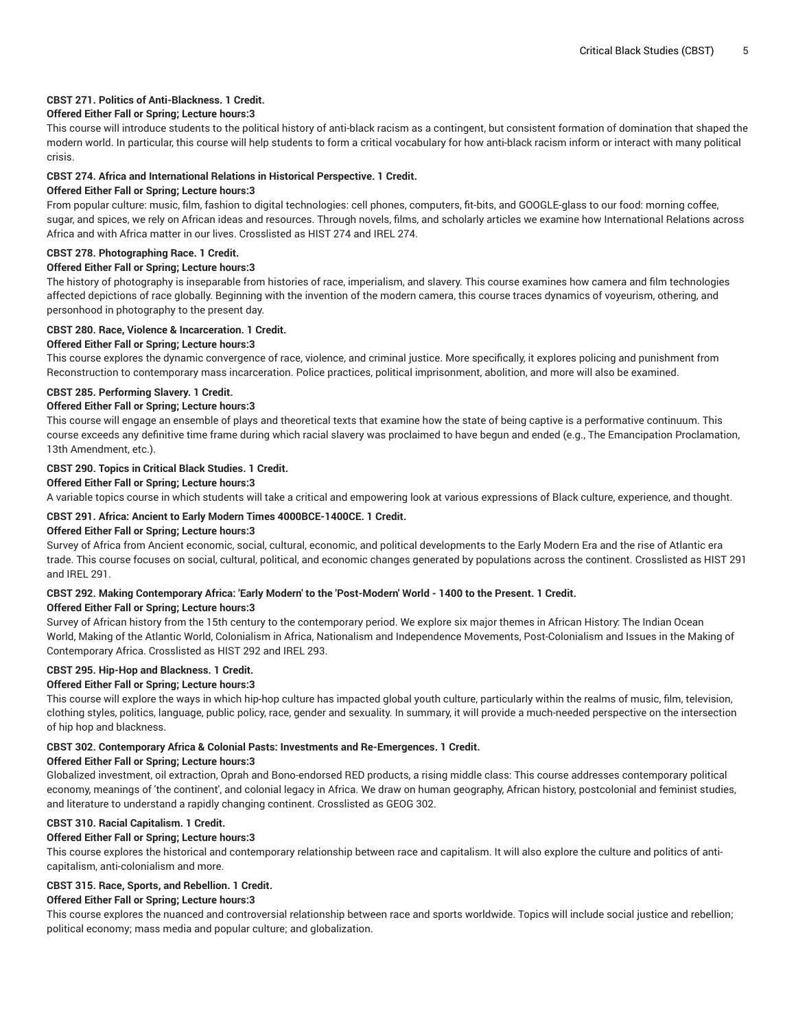**CBST 271. Politics of Anti-Blackness. 1 Credit.**

**Offered Either Fall or Spring; Lecture hours:3**

This course will introduce students to the political history of anti-black racism as a contingent, but consistent formation of domination that shaped the modern world. In particular, this course will help students to form a critical vocabulary for how anti-black racism inform or interact with many political crisis.

**CBST 274. Africa and International Relations in Historical Perspective. 1 Credit.**

**Offered Either Fall or Spring; Lecture hours:3**

From popular culture: music, film, fashion to digital technologies: cell phones, computers, fit-bits, and GOOGLE-glass to our food: morning coffee, sugar, and spices, we rely on African ideas and resources. Through novels, films, and scholarly articles we examine how International Relations across Africa and with Africa matter in our lives. Crosslisted as HIST 274 and IREL 274.

**CBST 278. Photographing Race. 1 Credit.**

**Offered Either Fall or Spring; Lecture hours:3**

The history of photography is inseparable from histories of race, imperialism, and slavery. This course examines how camera and film technologies affected depictions of race globally. Beginning with the invention of the modern camera, this course traces dynamics of voyeurism, othering, and personhood in photography to the present day.

**CBST 280. Race, Violence & Incarceration. 1 Credit.**

**Offered Either Fall or Spring; Lecture hours:3**

This course explores the dynamic convergence of race, violence, and criminal justice. More specifically, it explores policing and punishment from Reconstruction to contemporary mass incarceration. Police practices, political imprisonment, abolition, and more will also be examined.

**CBST 285. Performing Slavery. 1 Credit.**

**Offered Either Fall or Spring; Lecture hours:3**

This course will engage an ensemble of plays and theoretical texts that examine how the state of being captive is a performative continuum. This course exceeds any definitive time frame during which racial slavery was proclaimed to have begun and ended (e.g., The Emancipation Proclamation, 13th Amendment, etc.).

**CBST 290. Topics in Critical Black Studies. 1 Credit.**

**Offered Either Fall or Spring; Lecture hours:3**

A variable topics course in which students will take a critical and empowering look at various expressions of Black culture, experience, and thought.

**CBST 291. Africa: Ancient to Early Modern Times 4000BCE-1400CE. 1 Credit.**

**Offered Either Fall or Spring; Lecture hours:3**

Survey of Africa from Ancient economic, social, cultural, economic, and political developments to the Early Modern Era and the rise of Atlantic era trade. This course focuses on social, cultural, political, and economic changes generated by populations across the continent. Crosslisted as HIST 291 and IREL 291.

**CBST 292. Making Contemporary Africa: 'Early Modern' to the 'Post-Modern' World - 1400 to the Present. 1 Credit.**

**Offered Either Fall or Spring; Lecture hours:3**

Survey of African history from the 15th century to the contemporary period. We explore six major themes in African History: The Indian Ocean World, Making of the Atlantic World, Colonialism in Africa, Nationalism and Independence Movements, Post-Colonialism and Issues in the Making of Contemporary Africa. Crosslisted as HIST 292 and IREL 293.

**CBST 295. Hip-Hop and Blackness. 1 Credit.**

**Offered Either Fall or Spring; Lecture hours:3**

This course will explore the ways in which hip-hop culture has impacted global youth culture, particularly within the realms of music, film, television, clothing styles, politics, language, public policy, race, gender and sexuality. In summary, it will provide a much-needed perspective on the intersection of hip hop and blackness.

**CBST 302. Contemporary Africa & Colonial Pasts: Investments and Re-Emergences. 1 Credit.**

**Offered Either Fall or Spring; Lecture hours:3**

Globalized investment, oil extraction, Oprah and Bono-endorsed RED products, a rising middle class: This course addresses contemporary political economy, meanings of 'the continent', and colonial legacy in Africa. We draw on human geography, African history, postcolonial and feminist studies, and literature to understand a rapidly changing continent. Crosslisted as GEOG 302.

**CBST 310. Racial Capitalism. 1 Credit.**

**Offered Either Fall or Spring; Lecture hours:3**

This course explores the historical and contemporary relationship between race and capitalism. It will also explore the culture and politics of anti-capitalism, anti-colonialism and more.

**CBST 315. Race, Sports, and Rebellion. 1 Credit.**

**Offered Either Fall or Spring; Lecture hours:3**

This course explores the nuanced and controversial relationship between race and sports worldwide. Topics will include social justice and rebellion; political economy; mass media and popular culture; and globalization.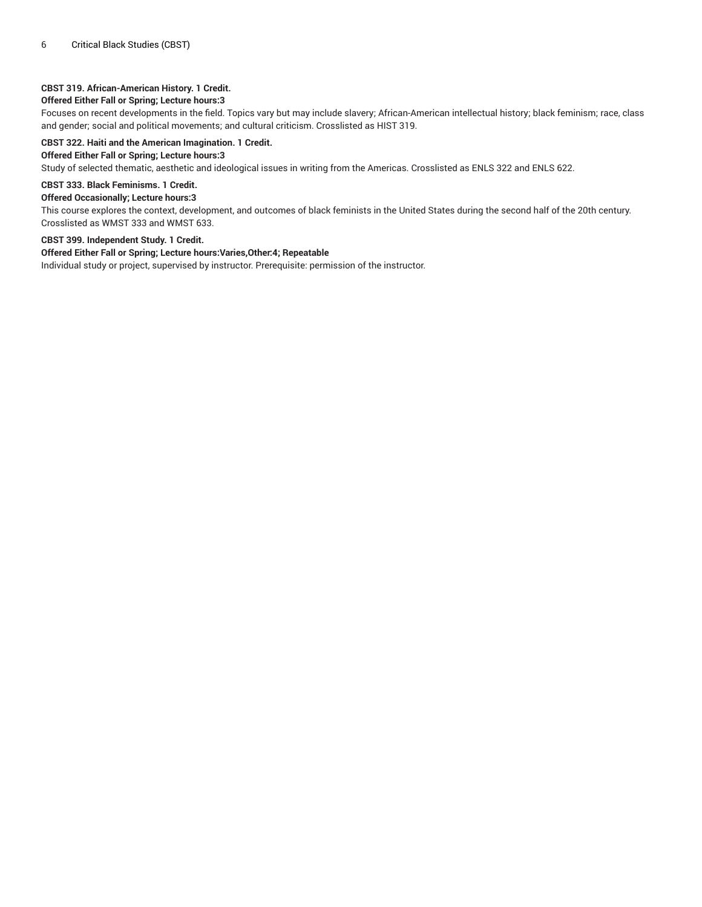**CBST 319. African-American History. 1 Credit.**
**Offered Either Fall or Spring; Lecture hours:3**
Focuses on recent developments in the field. Topics vary but may include slavery; African-American intellectual history; black feminism; race, class and gender; social and political movements; and cultural criticism. Crosslisted as HIST 319.

**CBST 322. Haiti and the American Imagination. 1 Credit.**
**Offered Either Fall or Spring; Lecture hours:3**
Study of selected thematic, aesthetic and ideological issues in writing from the Americas. Crosslisted as ENLS 322 and ENLS 622.

**CBST 333. Black Feminisms. 1 Credit.**
**Offered Occasionally; Lecture hours:3**
This course explores the context, development, and outcomes of black feminists in the United States during the second half of the 20th century. Crosslisted as WMST 333 and WMST 633.

**CBST 399. Independent Study. 1 Credit.**
**Offered Either Fall or Spring; Lecture hours:Varies,Other:4; Repeatable**
Individual study or project, supervised by instructor. Prerequisite: permission of the instructor.